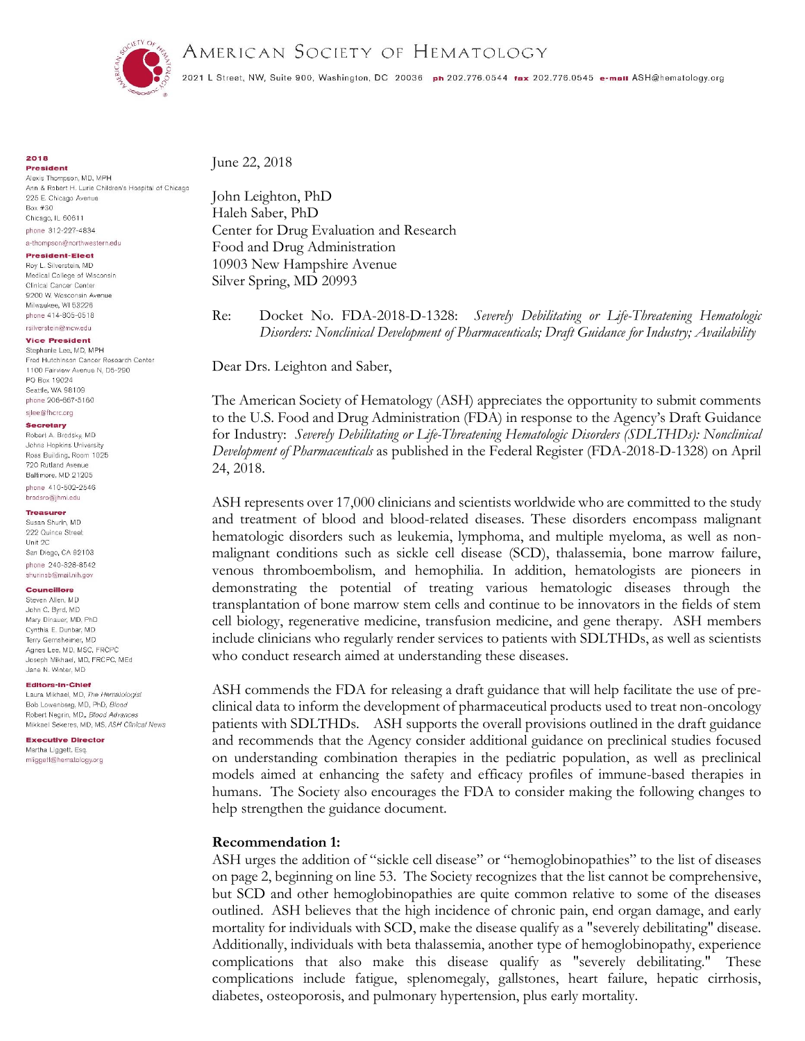# AMERICAN SOCIETY OF HEMATOLOGY

2021 L Street, NW, Suite 900, Washington, DC 20036 **ph** 202.776.0544 **fax** 202.776.0545 **e-mail** ASH@hematology.org

**2018**

**President**
Alexis Thompson, MD, MPH
Ann & Robert H. Lurie Children's Hospital of Chicago
225 E. Chicago Avenue
Box #30
Chicago, IL 60611
phone 312-227-4834
a-thompson@northwestern.edu

**President-Elect**
Roy L. Silverstein, MD
Medical College of Wisconsin
Clinical Cancer Center
9200 W. Wisconsin Avenue
Milwaukee, WI 53226
phone 414-805-0518
rsilverstein@mcw.edu

**Vice President**
Stephanie Lee, MD, MPH
Fred Hutchinson Cancer Research Center
1100 Fairview Avenue N, D5-290
PO Box 19024
Seattle, WA 98109
phone 206-667-5160
sjlee@fhcrc.org

**Secretary**
Robert A. Brodsky, MD
Johns Hopkins University
Ross Building, Room 1025
720 Rutland Avenue
Baltimore, MD 21205
phone 410-502-2546
brodsro@jhmi.edu

**Treasurer**
Susan Shurin, MD
222 Quince Street
Unit 2C
San Diego, CA 92103
phone 240-328-8542
shurinsb@mail.nih.gov

**Councillors**
Steven Allen, MD
John C. Byrd, MD
Mary Dinauer, MD, PhD
Cynthia E. Dunbar, MD
Terry Gernsheimer, MD
Agnes Lee, MD, MSC, FRCPC
Joseph Mikhael, MD, FRCPC, MEd
Jane N. Winter, MD

**Editors-In-Chief**
Laura Mikhael, MD, *The Hematologist*
Bob Lowenberg, MD, PhD, *Blood*
Robert Negrin, MD, *Blood Advances*
Mikkael Sekeres, MD, MS, *ASH Clinical News*

**Executive Director**
Martha Liggett, Esq.
mliggett@hematology.org

June 22, 2018

John Leighton, PhD
Haleh Saber, PhD
Center for Drug Evaluation and Research
Food and Drug Administration
10903 New Hampshire Avenue
Silver Spring, MD 20993

Re: Docket No. FDA-2018-D-1328: *Severely Debilitating or Life-Threatening Hematologic Disorders: Nonclinical Development of Pharmaceuticals; Draft Guidance for Industry; Availability*

Dear Drs. Leighton and Saber,

The American Society of Hematology (ASH) appreciates the opportunity to submit comments to the U.S. Food and Drug Administration (FDA) in response to the Agency's Draft Guidance for Industry: *Severely Debilitating or Life-Threatening Hematologic Disorders (SDLTHDs): Nonclinical Development of Pharmaceuticals* as published in the Federal Register (FDA-2018-D-1328) on April 24, 2018.

ASH represents over 17,000 clinicians and scientists worldwide who are committed to the study and treatment of blood and blood-related diseases. These disorders encompass malignant hematologic disorders such as leukemia, lymphoma, and multiple myeloma, as well as non-malignant conditions such as sickle cell disease (SCD), thalassemia, bone marrow failure, venous thromboembolism, and hemophilia. In addition, hematologists are pioneers in demonstrating the potential of treating various hematologic diseases through the transplantation of bone marrow stem cells and continue to be innovators in the fields of stem cell biology, regenerative medicine, transfusion medicine, and gene therapy. ASH members include clinicians who regularly render services to patients with SDLTHDs, as well as scientists who conduct research aimed at understanding these diseases.

ASH commends the FDA for releasing a draft guidance that will help facilitate the use of pre-clinical data to inform the development of pharmaceutical products used to treat non-oncology patients with SDLTHDs. ASH supports the overall provisions outlined in the draft guidance and recommends that the Agency consider additional guidance on preclinical studies focused on understanding combination therapies in the pediatric population, as well as preclinical models aimed at enhancing the safety and efficacy profiles of immune-based therapies in humans. The Society also encourages the FDA to consider making the following changes to help strengthen the guidance document.

**Recommendation 1:**
ASH urges the addition of "sickle cell disease" or "hemoglobinopathies" to the list of diseases on page 2, beginning on line 53. The Society recognizes that the list cannot be comprehensive, but SCD and other hemoglobinopathies are quite common relative to some of the diseases outlined. ASH believes that the high incidence of chronic pain, end organ damage, and early mortality for individuals with SCD, make the disease qualify as a "severely debilitating" disease. Additionally, individuals with beta thalassemia, another type of hemoglobinopathy, experience complications that also make this disease qualify as "severely debilitating." These complications include fatigue, splenomegaly, gallstones, heart failure, hepatic cirrhosis, diabetes, osteoporosis, and pulmonary hypertension, plus early mortality.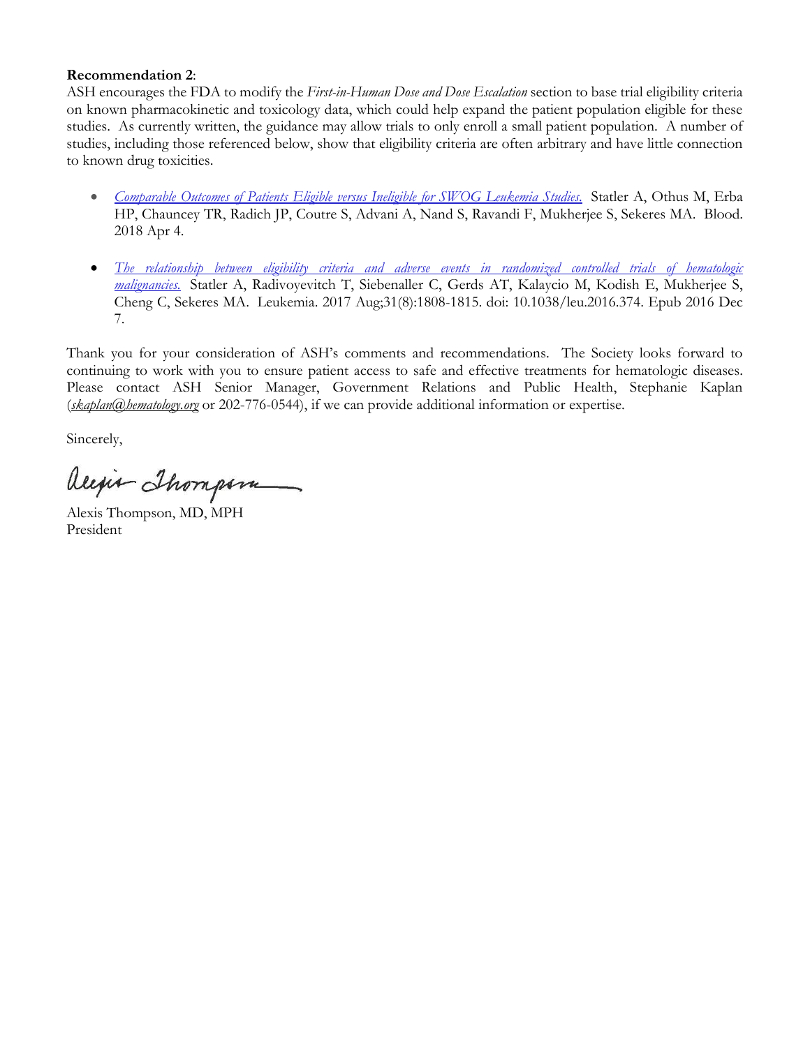**Recommendation 2**:
ASH encourages the FDA to modify the *First-in-Human Dose and Dose Escalation* section to base trial eligibility criteria on known pharmacokinetic and toxicology data, which could help expand the patient population eligible for these studies. As currently written, the guidance may allow trials to only enroll a small patient population. A number of studies, including those referenced below, show that eligibility criteria are often arbitrary and have little connection to known drug toxicities.

- *Comparable Outcomes of Patients Eligible versus Ineligible for SWOG Leukemia Studies.* Statler A, Othus M, Erba HP, Chauncey TR, Radich JP, Coutre S, Advani A, Nand S, Ravandi F, Mukherjee S, Sekeres MA. Blood. 2018 Apr 4.

- *The relationship between eligibility criteria and adverse events in randomized controlled trials of hematologic malignancies.* Statler A, Radivoyevitch T, Siebenaller C, Gerds AT, Kalaycio M, Kodish E, Mukherjee S, Cheng C, Sekeres MA. Leukemia. 2017 Aug;31(8):1808-1815. doi: 10.1038/leu.2016.374. Epub 2016 Dec 7.

Thank you for your consideration of ASH's comments and recommendations. The Society looks forward to continuing to work with you to ensure patient access to safe and effective treatments for hematologic diseases. Please contact ASH Senior Manager, Government Relations and Public Health, Stephanie Kaplan (*skaplan@hematology.org* or 202-776-0544), if we can provide additional information or expertise.

Sincerely,

Alexis Thompson

Alexis Thompson, MD, MPH
President